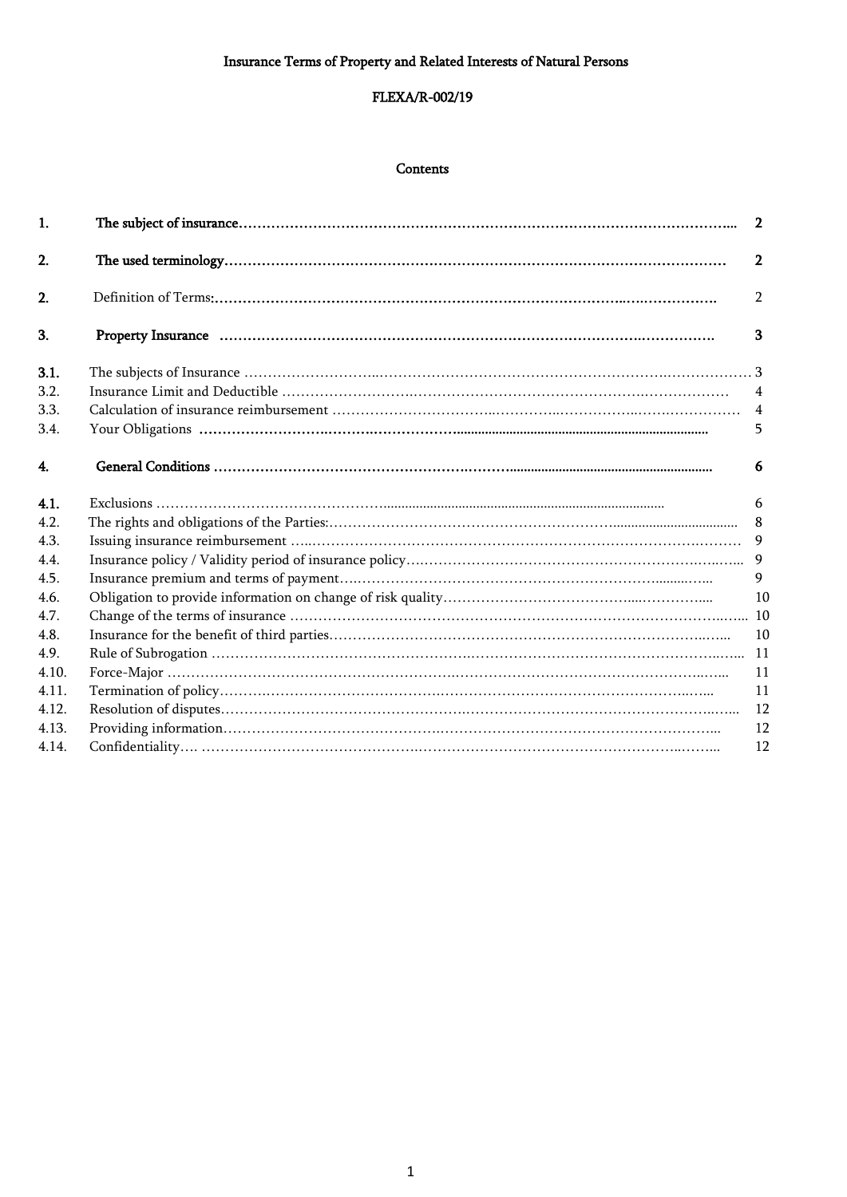Insurance Terms of Property and Related Interests of Natural Persons

FLEXA/R-002/19

## Contents

| | | |
|---|---|---|
| **1.** | **The subject of insurance** | **2** |
| **2.** | **The used terminology** | **2** |
| **2.** | Definition of Terms: | 2 |
| **3.** | **Property Insurance** | **3** |
| **3.1.** | The subjects of Insurance | 3 |
| 3.2. | Insurance Limit and Deductible | 4 |
| 3.3. | Calculation of insurance reimbursement | 4 |
| 3.4. | Your Obligations | 5 |
| **4.** | **General Conditions** | **6** |
| **4.1.** | Exclusions | 6 |
| 4.2. | The rights and obligations of the Parties: | 8 |
| 4.3. | Issuing insurance reimbursement | 9 |
| 4.4. | Insurance policy / Validity period of insurance policy | 9 |
| 4.5. | Insurance premium and terms of payment | 9 |
| 4.6. | Obligation to provide information on change of risk quality | 10 |
| 4.7. | Change of the terms of insurance | 10 |
| 4.8. | Insurance for the benefit of third parties | 10 |
| 4.9. | Rule of Subrogation | 11 |
| 4.10. | Force-Major | 11 |
| 4.11. | Termination of policy | 11 |
| 4.12. | Resolution of disputes | 12 |
| 4.13. | Providing information | 12 |
| 4.14. | Confidentiality | 12 |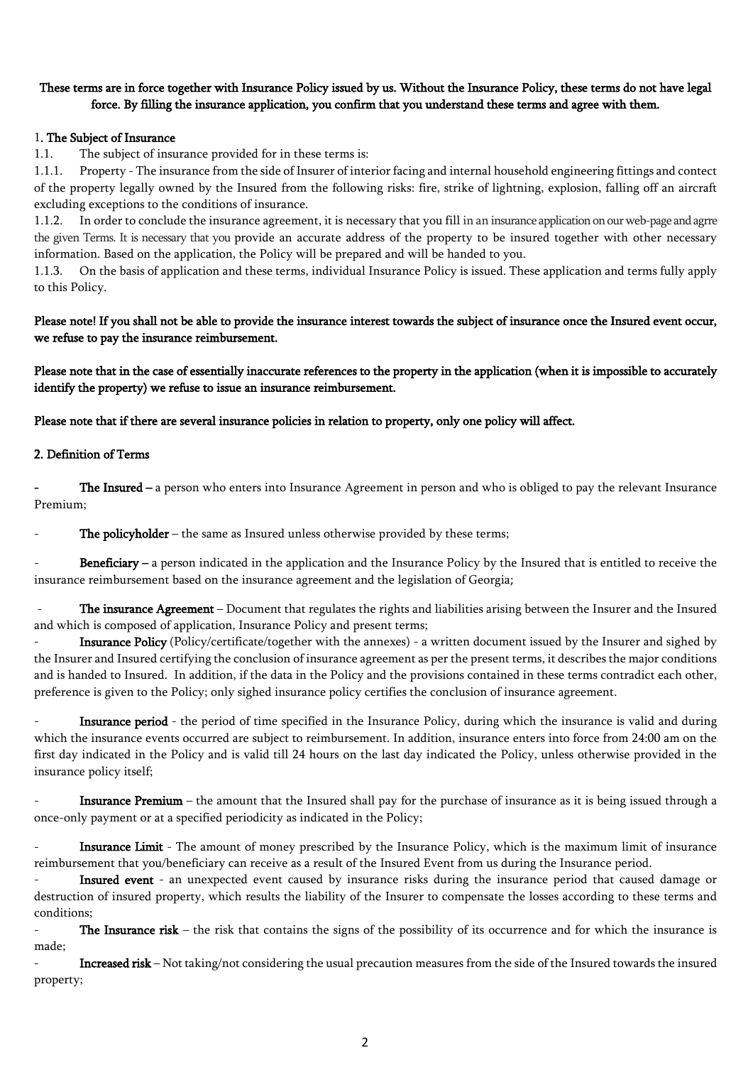**These terms are in force together with Insurance Policy issued by us. Without the Insurance Policy, these terms do not have legal force. By filling the insurance application, you confirm that you understand these terms and agree with them.**

## 1. The Subject of Insurance

1.1. The subject of insurance provided for in these terms is:

1.1.1. Property - The insurance from the side of Insurer of interior facing and internal household engineering fittings and contect of the property legally owned by the Insured from the following risks: fire, strike of lightning, explosion, falling off an aircraft excluding exceptions to the conditions of insurance.

1.1.2. In order to conclude the insurance agreement, it is necessary that you fill in an insurance application on our web-page and agrre the given Terms. It is necessary that you provide an accurate address of the property to be insured together with other necessary information. Based on the application, the Policy will be prepared and will be handed to you.

1.1.3. On the basis of application and these terms, individual Insurance Policy is issued. These application and terms fully apply to this Policy.

**Please note! If you shall not be able to provide the insurance interest towards the subject of insurance once the Insured event occur, we refuse to pay the insurance reimbursement.**

**Please note that in the case of essentially inaccurate references to the property in the application (when it is impossible to accurately identify the property) we refuse to issue an insurance reimbursement.**

**Please note that if there are several insurance policies in relation to property, only one policy will affect.**

## 2. Definition of Terms

- **The Insured** – a person who enters into Insurance Agreement in person and who is obliged to pay the relevant Insurance Premium;

- **The policyholder** – the same as Insured unless otherwise provided by these terms;

- **Beneficiary** – a person indicated in the application and the Insurance Policy by the Insured that is entitled to receive the insurance reimbursement based on the insurance agreement and the legislation of Georgia;

- **The insurance Agreement** – Document that regulates the rights and liabilities arising between the Insurer and the Insured and which is composed of application, Insurance Policy and present terms;
- **Insurance Policy** (Policy/certificate/together with the annexes) - a written document issued by the Insurer and sighed by the Insurer and Insured certifying the conclusion of insurance agreement as per the present terms, it describes the major conditions and is handed to Insured. In addition, if the data in the Policy and the provisions contained in these terms contradict each other, preference is given to the Policy; only sighed insurance policy certifies the conclusion of insurance agreement.

- **Insurance period** - the period of time specified in the Insurance Policy, during which the insurance is valid and during which the insurance events occurred are subject to reimbursement. In addition, insurance enters into force from 24:00 am on the first day indicated in the Policy and is valid till 24 hours on the last day indicated the Policy, unless otherwise provided in the insurance policy itself;

- **Insurance Premium** – the amount that the Insured shall pay for the purchase of insurance as it is being issued through a once-only payment or at a specified periodicity as indicated in the Policy;

- **Insurance Limit** - The amount of money prescribed by the Insurance Policy, which is the maximum limit of insurance reimbursement that you/beneficiary can receive as a result of the Insured Event from us during the Insurance period.
- **Insured event** - an unexpected event caused by insurance risks during the insurance period that caused damage or destruction of insured property, which results the liability of the Insurer to compensate the losses according to these terms and conditions;
- **The Insurance risk** – the risk that contains the signs of the possibility of its occurrence and for which the insurance is made;
- **Increased risk** – Not taking/not considering the usual precaution measures from the side of the Insured towards the insured property;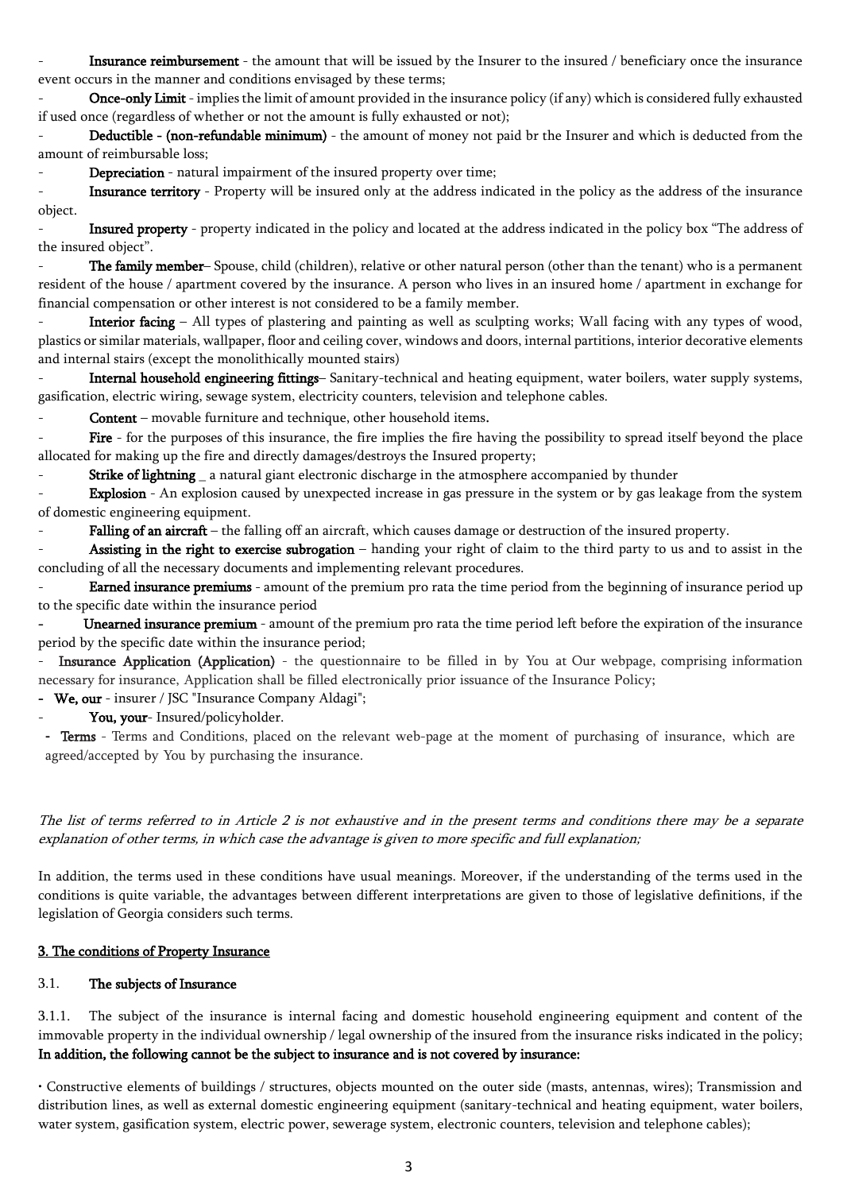- **Insurance reimbursement** - the amount that will be issued by the Insurer to the insured / beneficiary once the insurance event occurs in the manner and conditions envisaged by these terms;
- **Once-only Limit** - implies the limit of amount provided in the insurance policy (if any) which is considered fully exhausted if used once (regardless of whether or not the amount is fully exhausted or not);
- **Deductible - (non-refundable minimum)** - the amount of money not paid br the Insurer and which is deducted from the amount of reimbursable loss;
- **Depreciation** - natural impairment of the insured property over time;
- **Insurance territory** - Property will be insured only at the address indicated in the policy as the address of the insurance object.
- **Insured property** - property indicated in the policy and located at the address indicated in the policy box "The address of the insured object".
- **The family member**– Spouse, child (children), relative or other natural person (other than the tenant) who is a permanent resident of the house / apartment covered by the insurance. A person who lives in an insured home / apartment in exchange for financial compensation or other interest is not considered to be a family member.
- **Interior facing** – All types of plastering and painting as well as sculpting works; Wall facing with any types of wood, plastics or similar materials, wallpaper, floor and ceiling cover, windows and doors, internal partitions, interior decorative elements and internal stairs (except the monolithically mounted stairs)
- **Internal household engineering fittings**– Sanitary-technical and heating equipment, water boilers, water supply systems, gasification, electric wiring, sewage system, electricity counters, television and telephone cables.
- **Content** – movable furniture and technique, other household items**.**
- **Fire** - for the purposes of this insurance, the fire implies the fire having the possibility to spread itself beyond the place allocated for making up the fire and directly damages/destroys the Insured property;
- **Strike of lightning** _ a natural giant electronic discharge in the atmosphere accompanied by thunder
- **Explosion** - An explosion caused by unexpected increase in gas pressure in the system or by gas leakage from the system of domestic engineering equipment.
- **Falling of an aircraft** – the falling off an aircraft, which causes damage or destruction of the insured property.
- **Assisting in the right to exercise subrogation** – handing your right of claim to the third party to us and to assist in the concluding of all the necessary documents and implementing relevant procedures.
- **Earned insurance premiums** - amount of the premium pro rata the time period from the beginning of insurance period up to the specific date within the insurance period
- **Unearned insurance premium** - amount of the premium pro rata the time period left before the expiration of the insurance period by the specific date within the insurance period;
- **Insurance Application (Application)** - the questionnaire to be filled in by You at Our webpage, comprising information necessary for insurance, Application shall be filled electronically prior issuance of the Insurance Policy;
- **We, our** - insurer / JSC "Insurance Company Aldagi";
- **You, your**- Insured/policyholder.
- **Terms** - Terms and Conditions, placed on the relevant web-page at the moment of purchasing of insurance, which are agreed/accepted by You by purchasing the insurance.

*The list of terms referred to in Article 2 is not exhaustive and in the present terms and conditions there may be a separate explanation of other terms, in which case the advantage is given to more specific and full explanation;*

In addition, the terms used in these conditions have usual meanings. Moreover, if the understanding of the terms used in the conditions is quite variable, the advantages between different interpretations are given to those of legislative definitions, if the legislation of Georgia considers such terms.

## 3. The conditions of Property Insurance

### 3.1. The subjects of Insurance

3.1.1. The subject of the insurance is internal facing and domestic household engineering equipment and content of the immovable property in the individual ownership / legal ownership of the insured from the insurance risks indicated in the policy; **In addition, the following cannot be the subject to insurance and is not covered by insurance:**

• Constructive elements of buildings / structures, objects mounted on the outer side (masts, antennas, wires); Transmission and distribution lines, as well as external domestic engineering equipment (sanitary-technical and heating equipment, water boilers, water system, gasification system, electric power, sewerage system, electronic counters, television and telephone cables);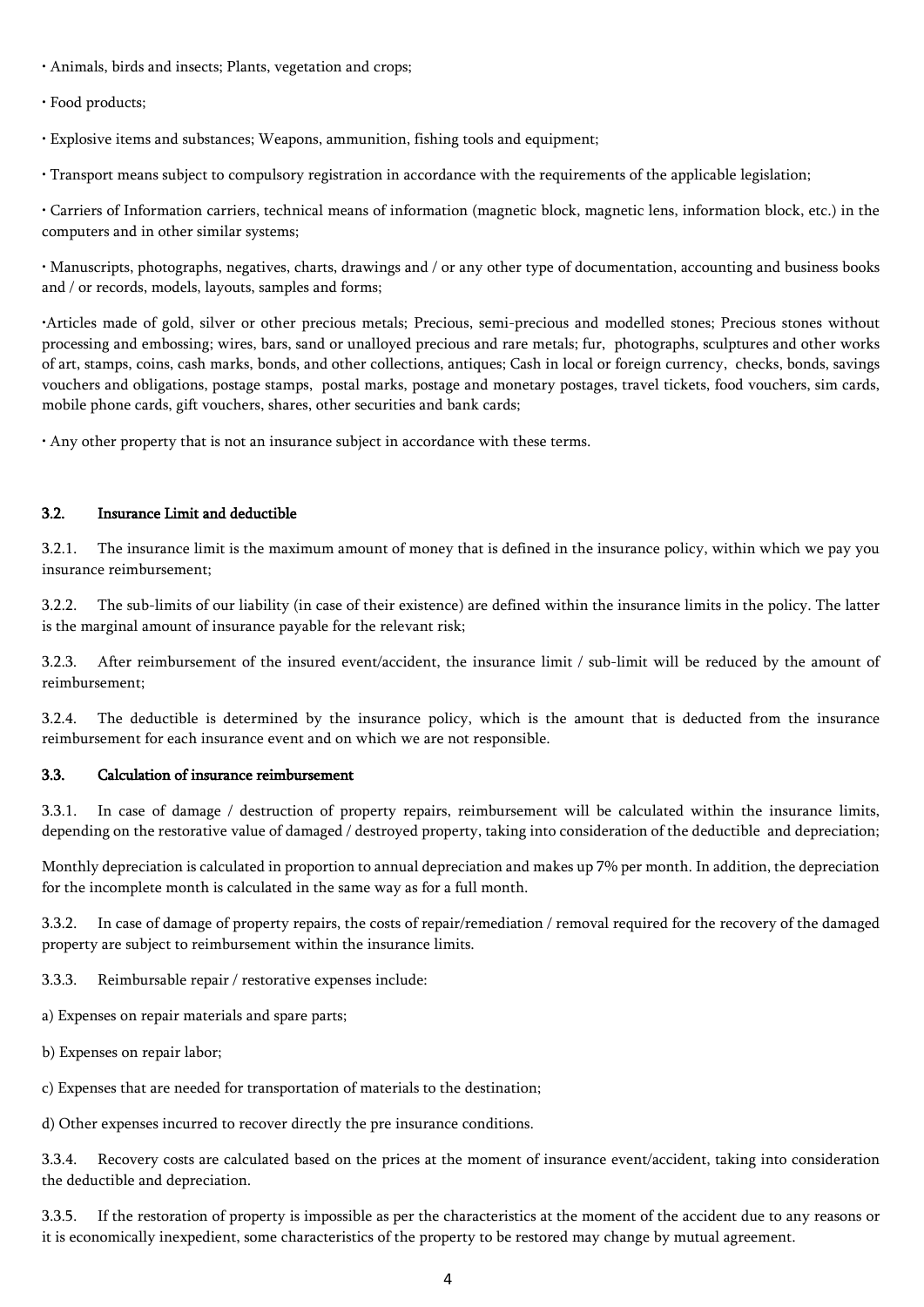- Animals, birds and insects; Plants, vegetation and crops;
- Food products;
- Explosive items and substances; Weapons, ammunition, fishing tools and equipment;
- Transport means subject to compulsory registration in accordance with the requirements of the applicable legislation;
- Carriers of Information carriers, technical means of information (magnetic block, magnetic lens, information block, etc.) in the computers and in other similar systems;
- Manuscripts, photographs, negatives, charts, drawings and / or any other type of documentation, accounting and business books and / or records, models, layouts, samples and forms;
- Articles made of gold, silver or other precious metals; Precious, semi-precious and modelled stones; Precious stones without processing and embossing; wires, bars, sand or unalloyed precious and rare metals; fur, photographs, sculptures and other works of art, stamps, coins, cash marks, bonds, and other collections, antiques; Cash in local or foreign currency, checks, bonds, savings vouchers and obligations, postage stamps, postal marks, postage and monetary postages, travel tickets, food vouchers, sim cards, mobile phone cards, gift vouchers, shares, other securities and bank cards;
- Any other property that is not an insurance subject in accordance with these terms.

### 3.2. Insurance Limit and deductible

3.2.1. The insurance limit is the maximum amount of money that is defined in the insurance policy, within which we pay you insurance reimbursement;

3.2.2. The sub-limits of our liability (in case of their existence) are defined within the insurance limits in the policy. The latter is the marginal amount of insurance payable for the relevant risk;

3.2.3. After reimbursement of the insured event/accident, the insurance limit / sub-limit will be reduced by the amount of reimbursement;

3.2.4. The deductible is determined by the insurance policy, which is the amount that is deducted from the insurance reimbursement for each insurance event and on which we are not responsible.

### 3.3. Calculation of insurance reimbursement

3.3.1. In case of damage / destruction of property repairs, reimbursement will be calculated within the insurance limits, depending on the restorative value of damaged / destroyed property, taking into consideration of the deductible and depreciation;

Monthly depreciation is calculated in proportion to annual depreciation and makes up 7% per month. In addition, the depreciation for the incomplete month is calculated in the same way as for a full month.

3.3.2. In case of damage of property repairs, the costs of repair/remediation / removal required for the recovery of the damaged property are subject to reimbursement within the insurance limits.

3.3.3. Reimbursable repair / restorative expenses include:

a) Expenses on repair materials and spare parts;

b) Expenses on repair labor;

c) Expenses that are needed for transportation of materials to the destination;

d) Other expenses incurred to recover directly the pre insurance conditions.

3.3.4. Recovery costs are calculated based on the prices at the moment of insurance event/accident, taking into consideration the deductible and depreciation.

3.3.5. If the restoration of property is impossible as per the characteristics at the moment of the accident due to any reasons or it is economically inexpedient, some characteristics of the property to be restored may change by mutual agreement.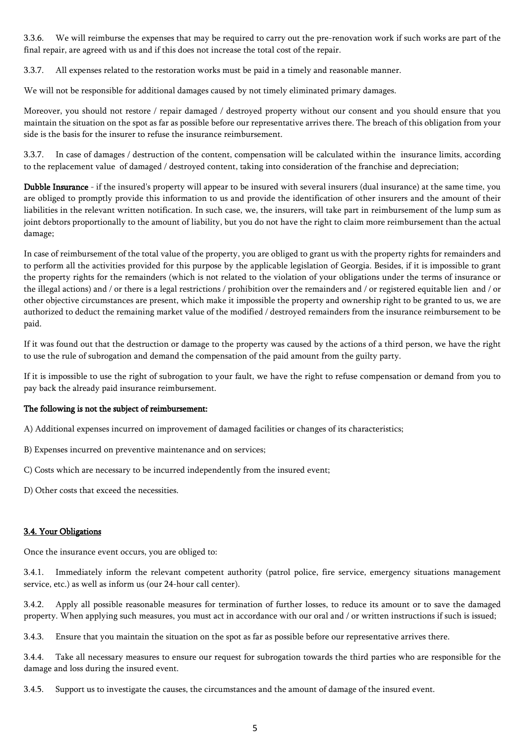3.3.6. We will reimburse the expenses that may be required to carry out the pre-renovation work if such works are part of the final repair, are agreed with us and if this does not increase the total cost of the repair.

3.3.7. All expenses related to the restoration works must be paid in a timely and reasonable manner.

We will not be responsible for additional damages caused by not timely eliminated primary damages.

Moreover, you should not restore / repair damaged / destroyed property without our consent and you should ensure that you maintain the situation on the spot as far as possible before our representative arrives there. The breach of this obligation from your side is the basis for the insurer to refuse the insurance reimbursement.

3.3.7. In case of damages / destruction of the content, compensation will be calculated within the insurance limits, according to the replacement value of damaged / destroyed content, taking into consideration of the franchise and depreciation;

**Dubble Insurance** - if the insured's property will appear to be insured with several insurers (dual insurance) at the same time, you are obliged to promptly provide this information to us and provide the identification of other insurers and the amount of their liabilities in the relevant written notification. In such case, we, the insurers, will take part in reimbursement of the lump sum as joint debtors proportionally to the amount of liability, but you do not have the right to claim more reimbursement than the actual damage;

In case of reimbursement of the total value of the property, you are obliged to grant us with the property rights for remainders and to perform all the activities provided for this purpose by the applicable legislation of Georgia. Besides, if it is impossible to grant the property rights for the remainders (which is not related to the violation of your obligations under the terms of insurance or the illegal actions) and / or there is a legal restrictions / prohibition over the remainders and / or registered equitable lien and / or other objective circumstances are present, which make it impossible the property and ownership right to be granted to us, we are authorized to deduct the remaining market value of the modified / destroyed remainders from the insurance reimbursement to be paid.

If it was found out that the destruction or damage to the property was caused by the actions of a third person, we have the right to use the rule of subrogation and demand the compensation of the paid amount from the guilty party.

If it is impossible to use the right of subrogation to your fault, we have the right to refuse compensation or demand from you to pay back the already paid insurance reimbursement.

**The following is not the subject of reimbursement:**

A) Additional expenses incurred on improvement of damaged facilities or changes of its characteristics;

B) Expenses incurred on preventive maintenance and on services;

C) Costs which are necessary to be incurred independently from the insured event;

D) Other costs that exceed the necessities.

### 3.4. Your Obligations

Once the insurance event occurs, you are obliged to:

3.4.1. Immediately inform the relevant competent authority (patrol police, fire service, emergency situations management service, etc.) as well as inform us (our 24-hour call center).

3.4.2. Apply all possible reasonable measures for termination of further losses, to reduce its amount or to save the damaged property. When applying such measures, you must act in accordance with our oral and / or written instructions if such is issued;

3.4.3. Ensure that you maintain the situation on the spot as far as possible before our representative arrives there.

3.4.4. Take all necessary measures to ensure our request for subrogation towards the third parties who are responsible for the damage and loss during the insured event.

3.4.5. Support us to investigate the causes, the circumstances and the amount of damage of the insured event.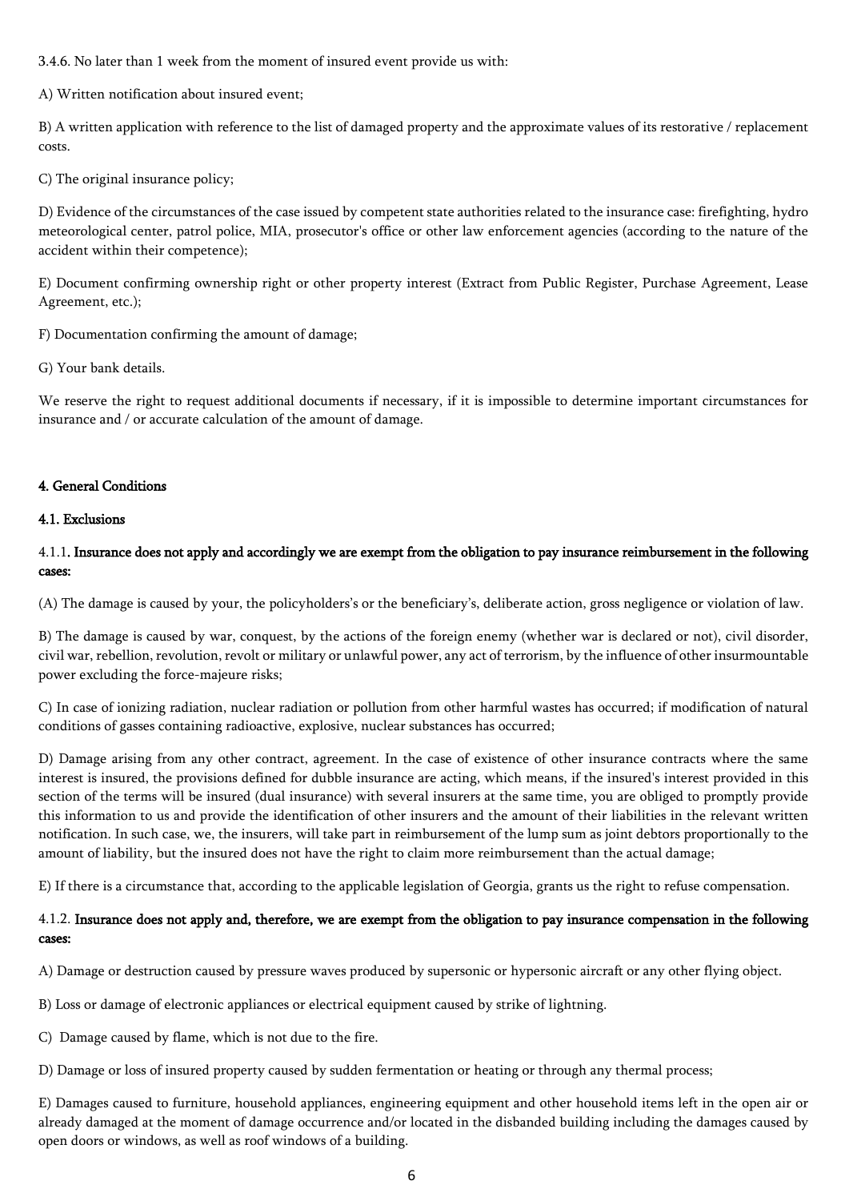3.4.6. No later than 1 week from the moment of insured event provide us with:

A) Written notification about insured event;

B) A written application with reference to the list of damaged property and the approximate values of its restorative / replacement costs.

C) The original insurance policy;

D) Evidence of the circumstances of the case issued by competent state authorities related to the insurance case: firefighting, hydro meteorological center, patrol police, MIA, prosecutor's office or other law enforcement agencies (according to the nature of the accident within their competence);

E) Document confirming ownership right or other property interest (Extract from Public Register, Purchase Agreement, Lease Agreement, etc.);

F) Documentation confirming the amount of damage;

G) Your bank details.

We reserve the right to request additional documents if necessary, if it is impossible to determine important circumstances for insurance and / or accurate calculation of the amount of damage.

## 4. General Conditions

### 4.1. Exclusions

4.1.1. **Insurance does not apply and accordingly we are exempt from the obligation to pay insurance reimbursement in the following cases:**

(A) The damage is caused by your, the policyholders's or the beneficiary's, deliberate action, gross negligence or violation of law.

B) The damage is caused by war, conquest, by the actions of the foreign enemy (whether war is declared or not), civil disorder, civil war, rebellion, revolution, revolt or military or unlawful power, any act of terrorism, by the influence of other insurmountable power excluding the force-majeure risks;

C) In case of ionizing radiation, nuclear radiation or pollution from other harmful wastes has occurred; if modification of natural conditions of gasses containing radioactive, explosive, nuclear substances has occurred;

D) Damage arising from any other contract, agreement. In the case of existence of other insurance contracts where the same interest is insured, the provisions defined for dubble insurance are acting, which means, if the insured's interest provided in this section of the terms will be insured (dual insurance) with several insurers at the same time, you are obliged to promptly provide this information to us and provide the identification of other insurers and the amount of their liabilities in the relevant written notification. In such case, we, the insurers, will take part in reimbursement of the lump sum as joint debtors proportionally to the amount of liability, but the insured does not have the right to claim more reimbursement than the actual damage;

E) If there is a circumstance that, according to the applicable legislation of Georgia, grants us the right to refuse compensation.

4.1.2. **Insurance does not apply and, therefore, we are exempt from the obligation to pay insurance compensation in the following cases:**

A) Damage or destruction caused by pressure waves produced by supersonic or hypersonic aircraft or any other flying object.

B) Loss or damage of electronic appliances or electrical equipment caused by strike of lightning.

C) Damage caused by flame, which is not due to the fire.

D) Damage or loss of insured property caused by sudden fermentation or heating or through any thermal process;

E) Damages caused to furniture, household appliances, engineering equipment and other household items left in the open air or already damaged at the moment of damage occurrence and/or located in the disbanded building including the damages caused by open doors or windows, as well as roof windows of a building.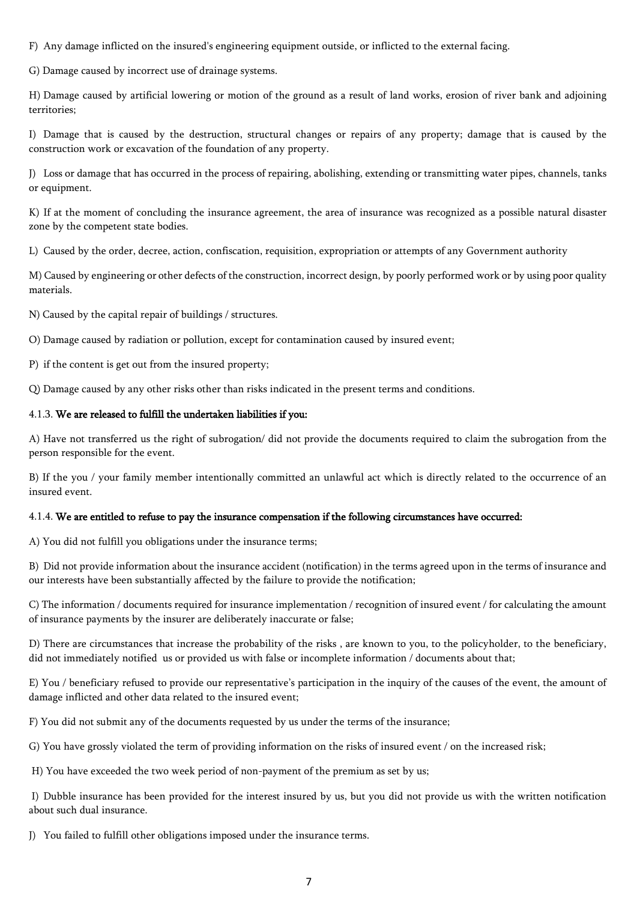F) Any damage inflicted on the insured's engineering equipment outside, or inflicted to the external facing.

G) Damage caused by incorrect use of drainage systems.

H) Damage caused by artificial lowering or motion of the ground as a result of land works, erosion of river bank and adjoining territories;

I) Damage that is caused by the destruction, structural changes or repairs of any property; damage that is caused by the construction work or excavation of the foundation of any property.

J) Loss or damage that has occurred in the process of repairing, abolishing, extending or transmitting water pipes, channels, tanks or equipment.

K) If at the moment of concluding the insurance agreement, the area of insurance was recognized as a possible natural disaster zone by the competent state bodies.

L) Caused by the order, decree, action, confiscation, requisition, expropriation or attempts of any Government authority

M) Caused by engineering or other defects of the construction, incorrect design, by poorly performed work or by using poor quality materials.

N) Caused by the capital repair of buildings / structures.

O) Damage caused by radiation or pollution, except for contamination caused by insured event;

P) if the content is get out from the insured property;

Q) Damage caused by any other risks other than risks indicated in the present terms and conditions.

4.1.3. **We are released to fulfill the undertaken liabilities if you:**

A) Have not transferred us the right of subrogation/ did not provide the documents required to claim the subrogation from the person responsible for the event.

B) If the you / your family member intentionally committed an unlawful act which is directly related to the occurrence of an insured event.

4.1.4. **We are entitled to refuse to pay the insurance compensation if the following circumstances have occurred:**

A) You did not fulfill you obligations under the insurance terms;

B) Did not provide information about the insurance accident (notification) in the terms agreed upon in the terms of insurance and our interests have been substantially affected by the failure to provide the notification;

C) The information / documents required for insurance implementation / recognition of insured event / for calculating the amount of insurance payments by the insurer are deliberately inaccurate or false;

D) There are circumstances that increase the probability of the risks , are known to you, to the policyholder, to the beneficiary, did not immediately notified us or provided us with false or incomplete information / documents about that;

E) You / beneficiary refused to provide our representative's participation in the inquiry of the causes of the event, the amount of damage inflicted and other data related to the insured event;

F) You did not submit any of the documents requested by us under the terms of the insurance;

G) You have grossly violated the term of providing information on the risks of insured event / on the increased risk;

H) You have exceeded the two week period of non-payment of the premium as set by us;

I) Dubble insurance has been provided for the interest insured by us, but you did not provide us with the written notification about such dual insurance.

J) You failed to fulfill other obligations imposed under the insurance terms.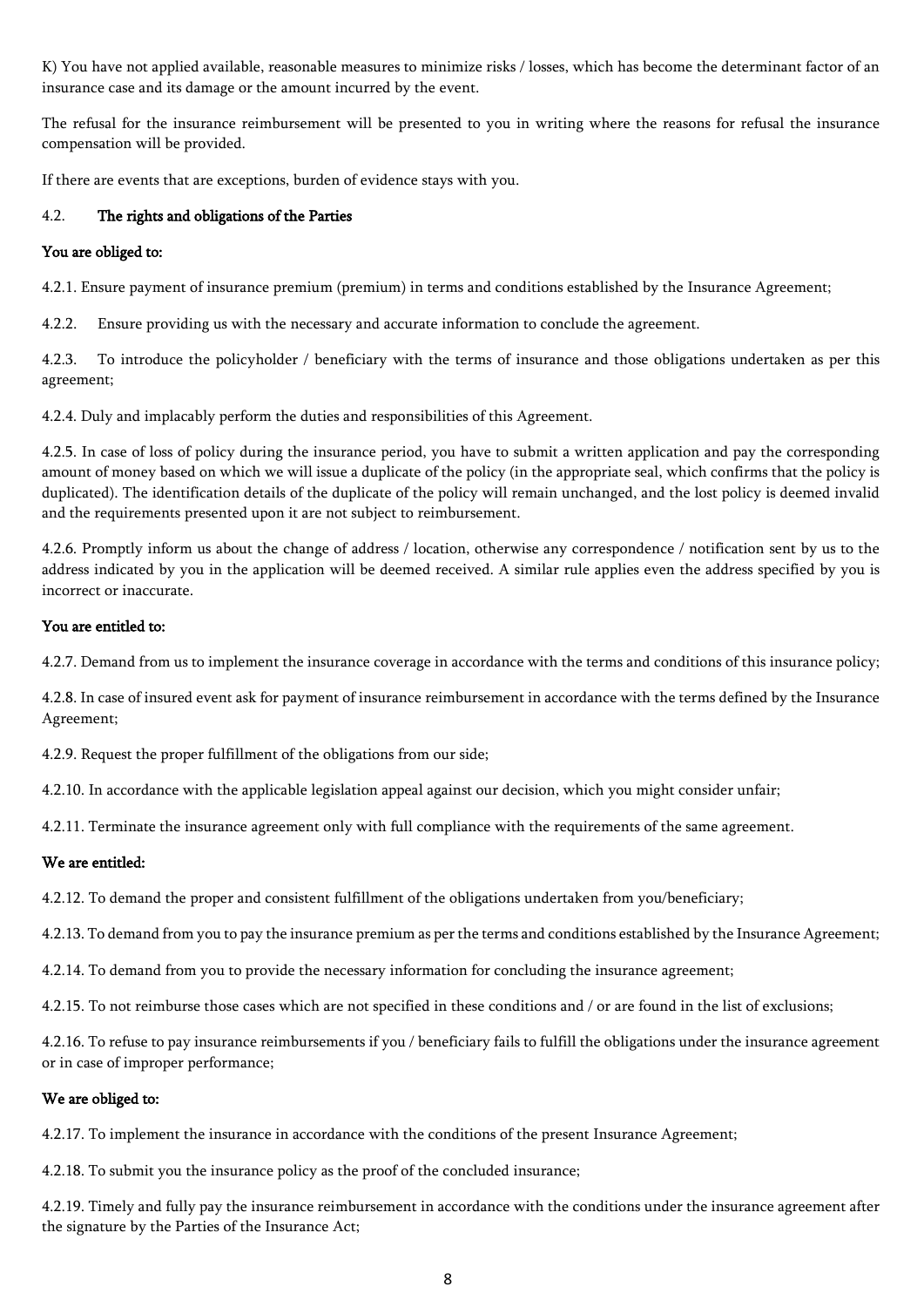K) You have not applied available, reasonable measures to minimize risks / losses, which has become the determinant factor of an insurance case and its damage or the amount incurred by the event.

The refusal for the insurance reimbursement will be presented to you in writing where the reasons for refusal the insurance compensation will be provided.

If there are events that are exceptions, burden of evidence stays with you.

### 4.2. The rights and obligations of the Parties

**You are obliged to:**

4.2.1. Ensure payment of insurance premium (premium) in terms and conditions established by the Insurance Agreement;

4.2.2. Ensure providing us with the necessary and accurate information to conclude the agreement.

4.2.3. To introduce the policyholder / beneficiary with the terms of insurance and those obligations undertaken as per this agreement;

4.2.4. Duly and implacably perform the duties and responsibilities of this Agreement.

4.2.5. In case of loss of policy during the insurance period, you have to submit a written application and pay the corresponding amount of money based on which we will issue a duplicate of the policy (in the appropriate seal, which confirms that the policy is duplicated). The identification details of the duplicate of the policy will remain unchanged, and the lost policy is deemed invalid and the requirements presented upon it are not subject to reimbursement.

4.2.6. Promptly inform us about the change of address / location, otherwise any correspondence / notification sent by us to the address indicated by you in the application will be deemed received. A similar rule applies even the address specified by you is incorrect or inaccurate.

**You are entitled to:**

4.2.7. Demand from us to implement the insurance coverage in accordance with the terms and conditions of this insurance policy;

4.2.8. In case of insured event ask for payment of insurance reimbursement in accordance with the terms defined by the Insurance Agreement;

4.2.9. Request the proper fulfillment of the obligations from our side;

4.2.10. In accordance with the applicable legislation appeal against our decision, which you might consider unfair;

4.2.11. Terminate the insurance agreement only with full compliance with the requirements of the same agreement.

**We are entitled:**

4.2.12. To demand the proper and consistent fulfillment of the obligations undertaken from you/beneficiary;

4.2.13. To demand from you to pay the insurance premium as per the terms and conditions established by the Insurance Agreement;

4.2.14. To demand from you to provide the necessary information for concluding the insurance agreement;

4.2.15. To not reimburse those cases which are not specified in these conditions and / or are found in the list of exclusions;

4.2.16. To refuse to pay insurance reimbursements if you / beneficiary fails to fulfill the obligations under the insurance agreement or in case of improper performance;

**We are obliged to:**

4.2.17. To implement the insurance in accordance with the conditions of the present Insurance Agreement;

4.2.18. To submit you the insurance policy as the proof of the concluded insurance;

4.2.19. Timely and fully pay the insurance reimbursement in accordance with the conditions under the insurance agreement after the signature by the Parties of the Insurance Act;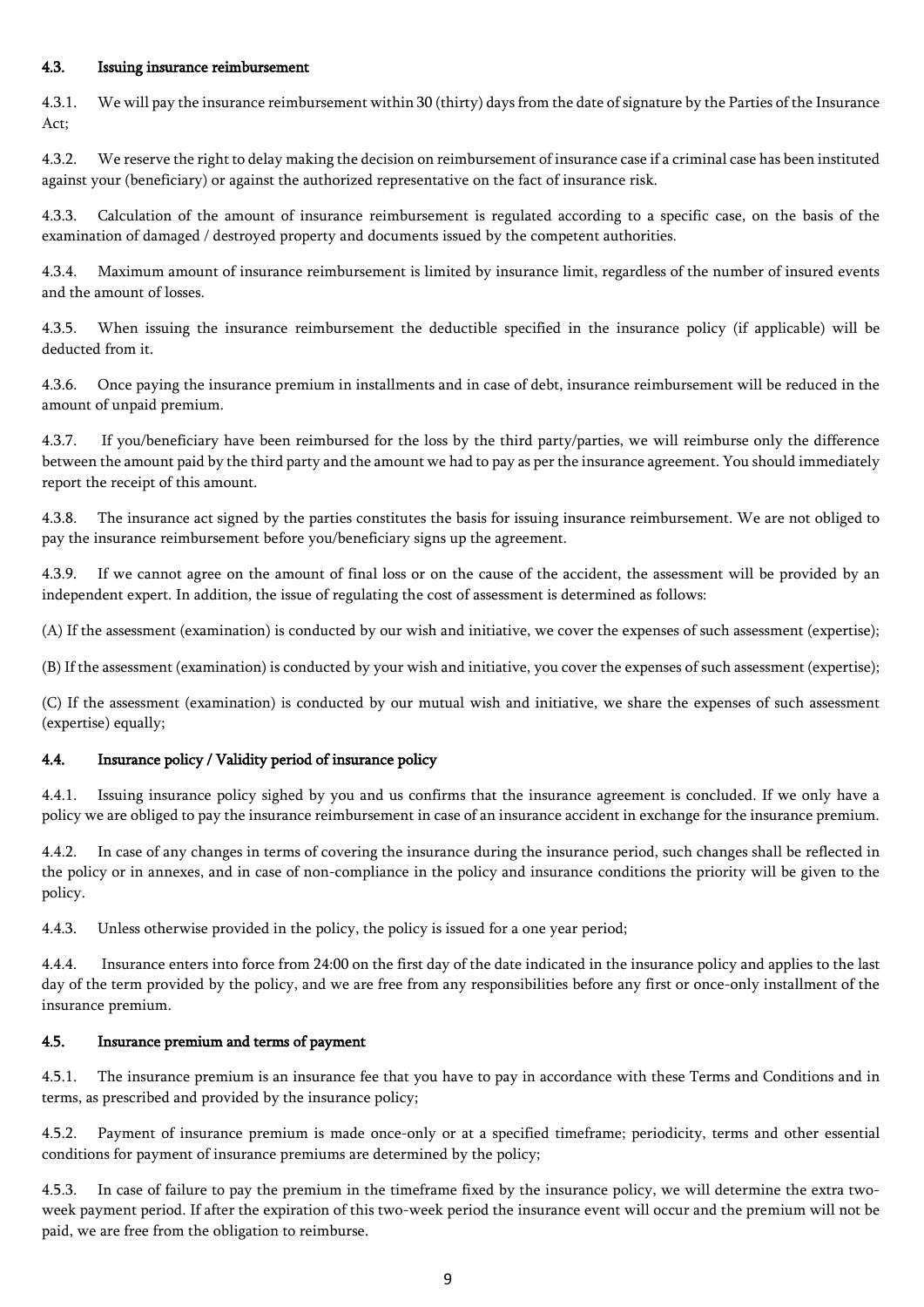#### 4.3. Issuing insurance reimbursement

4.3.1. We will pay the insurance reimbursement within 30 (thirty) days from the date of signature by the Parties of the Insurance Act;

4.3.2. We reserve the right to delay making the decision on reimbursement of insurance case if a criminal case has been instituted against your (beneficiary) or against the authorized representative on the fact of insurance risk.

4.3.3. Calculation of the amount of insurance reimbursement is regulated according to a specific case, on the basis of the examination of damaged / destroyed property and documents issued by the competent authorities.

4.3.4. Maximum amount of insurance reimbursement is limited by insurance limit, regardless of the number of insured events and the amount of losses.

4.3.5. When issuing the insurance reimbursement the deductible specified in the insurance policy (if applicable) will be deducted from it.

4.3.6. Once paying the insurance premium in installments and in case of debt, insurance reimbursement will be reduced in the amount of unpaid premium.

4.3.7. If you/beneficiary have been reimbursed for the loss by the third party/parties, we will reimburse only the difference between the amount paid by the third party and the amount we had to pay as per the insurance agreement. You should immediately report the receipt of this amount.

4.3.8. The insurance act signed by the parties constitutes the basis for issuing insurance reimbursement. We are not obliged to pay the insurance reimbursement before you/beneficiary signs up the agreement.

4.3.9. If we cannot agree on the amount of final loss or on the cause of the accident, the assessment will be provided by an independent expert. In addition, the issue of regulating the cost of assessment is determined as follows:

(A) If the assessment (examination) is conducted by our wish and initiative, we cover the expenses of such assessment (expertise);

(B) If the assessment (examination) is conducted by your wish and initiative, you cover the expenses of such assessment (expertise);

(C) If the assessment (examination) is conducted by our mutual wish and initiative, we share the expenses of such assessment (expertise) equally;

#### 4.4. Insurance policy / Validity period of insurance policy

4.4.1. Issuing insurance policy sighed by you and us confirms that the insurance agreement is concluded. If we only have a policy we are obliged to pay the insurance reimbursement in case of an insurance accident in exchange for the insurance premium.

4.4.2. In case of any changes in terms of covering the insurance during the insurance period, such changes shall be reflected in the policy or in annexes, and in case of non-compliance in the policy and insurance conditions the priority will be given to the policy.

4.4.3. Unless otherwise provided in the policy, the policy is issued for a one year period;

4.4.4. Insurance enters into force from 24:00 on the first day of the date indicated in the insurance policy and applies to the last day of the term provided by the policy, and we are free from any responsibilities before any first or once-only installment of the insurance premium.

#### 4.5. Insurance premium and terms of payment

4.5.1. The insurance premium is an insurance fee that you have to pay in accordance with these Terms and Conditions and in terms, as prescribed and provided by the insurance policy;

4.5.2. Payment of insurance premium is made once-only or at a specified timeframe; periodicity, terms and other essential conditions for payment of insurance premiums are determined by the policy;

4.5.3. In case of failure to pay the premium in the timeframe fixed by the insurance policy, we will determine the extra two-week payment period. If after the expiration of this two-week period the insurance event will occur and the premium will not be paid, we are free from the obligation to reimburse.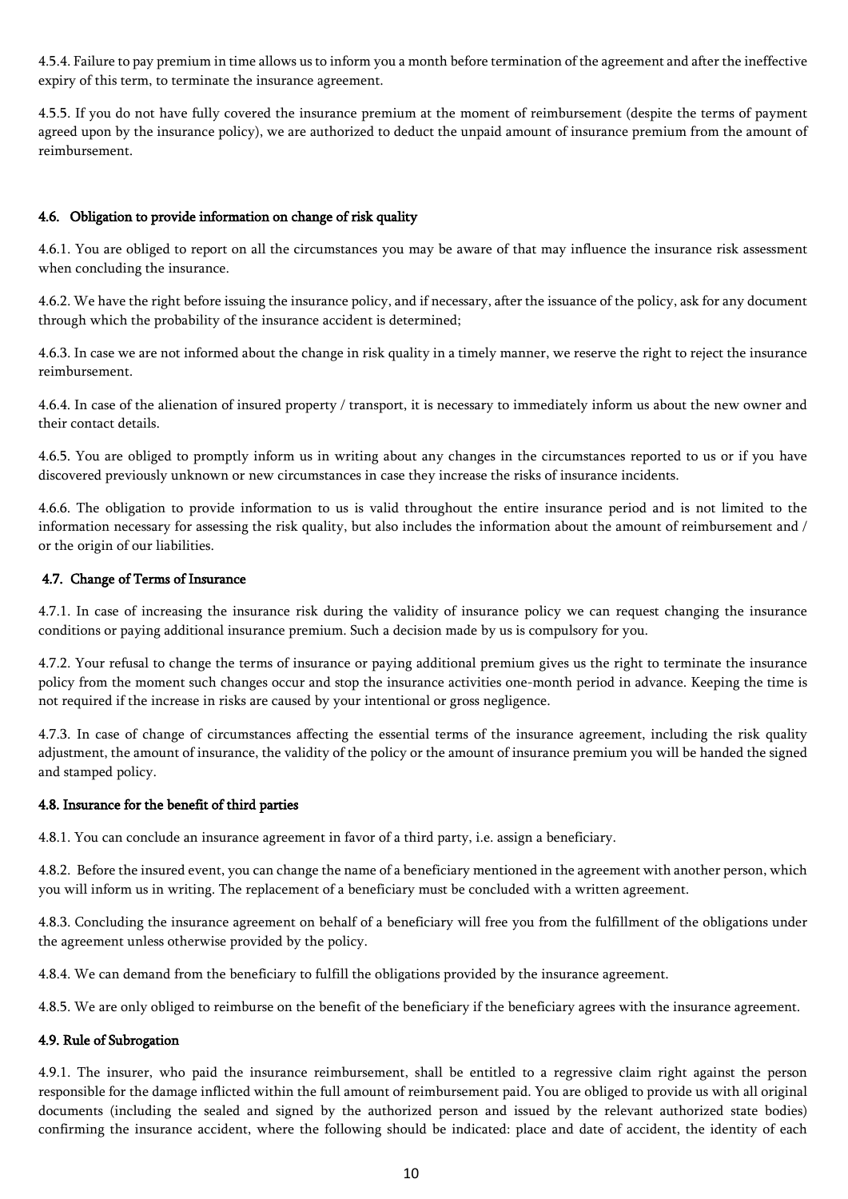4.5.4. Failure to pay premium in time allows us to inform you a month before termination of the agreement and after the ineffective expiry of this term, to terminate the insurance agreement.

4.5.5. If you do not have fully covered the insurance premium at the moment of reimbursement (despite the terms of payment agreed upon by the insurance policy), we are authorized to deduct the unpaid amount of insurance premium from the amount of reimbursement.

### 4.6. Obligation to provide information on change of risk quality

4.6.1. You are obliged to report on all the circumstances you may be aware of that may influence the insurance risk assessment when concluding the insurance.

4.6.2. We have the right before issuing the insurance policy, and if necessary, after the issuance of the policy, ask for any document through which the probability of the insurance accident is determined;

4.6.3. In case we are not informed about the change in risk quality in a timely manner, we reserve the right to reject the insurance reimbursement.

4.6.4. In case of the alienation of insured property / transport, it is necessary to immediately inform us about the new owner and their contact details.

4.6.5. You are obliged to promptly inform us in writing about any changes in the circumstances reported to us or if you have discovered previously unknown or new circumstances in case they increase the risks of insurance incidents.

4.6.6. The obligation to provide information to us is valid throughout the entire insurance period and is not limited to the information necessary for assessing the risk quality, but also includes the information about the amount of reimbursement and / or the origin of our liabilities.

### 4.7. Change of Terms of Insurance

4.7.1. In case of increasing the insurance risk during the validity of insurance policy we can request changing the insurance conditions or paying additional insurance premium. Such a decision made by us is compulsory for you.

4.7.2. Your refusal to change the terms of insurance or paying additional premium gives us the right to terminate the insurance policy from the moment such changes occur and stop the insurance activities one-month period in advance. Keeping the time is not required if the increase in risks are caused by your intentional or gross negligence.

4.7.3. In case of change of circumstances affecting the essential terms of the insurance agreement, including the risk quality adjustment, the amount of insurance, the validity of the policy or the amount of insurance premium you will be handed the signed and stamped policy.

### 4.8. Insurance for the benefit of third parties

4.8.1. You can conclude an insurance agreement in favor of a third party, i.e. assign a beneficiary.

4.8.2. Before the insured event, you can change the name of a beneficiary mentioned in the agreement with another person, which you will inform us in writing. The replacement of a beneficiary must be concluded with a written agreement.

4.8.3. Concluding the insurance agreement on behalf of a beneficiary will free you from the fulfillment of the obligations under the agreement unless otherwise provided by the policy.

4.8.4. We can demand from the beneficiary to fulfill the obligations provided by the insurance agreement.

4.8.5. We are only obliged to reimburse on the benefit of the beneficiary if the beneficiary agrees with the insurance agreement.

### 4.9. Rule of Subrogation

4.9.1. The insurer, who paid the insurance reimbursement, shall be entitled to a regressive claim right against the person responsible for the damage inflicted within the full amount of reimbursement paid. You are obliged to provide us with all original documents (including the sealed and signed by the authorized person and issued by the relevant authorized state bodies) confirming the insurance accident, where the following should be indicated: place and date of accident, the identity of each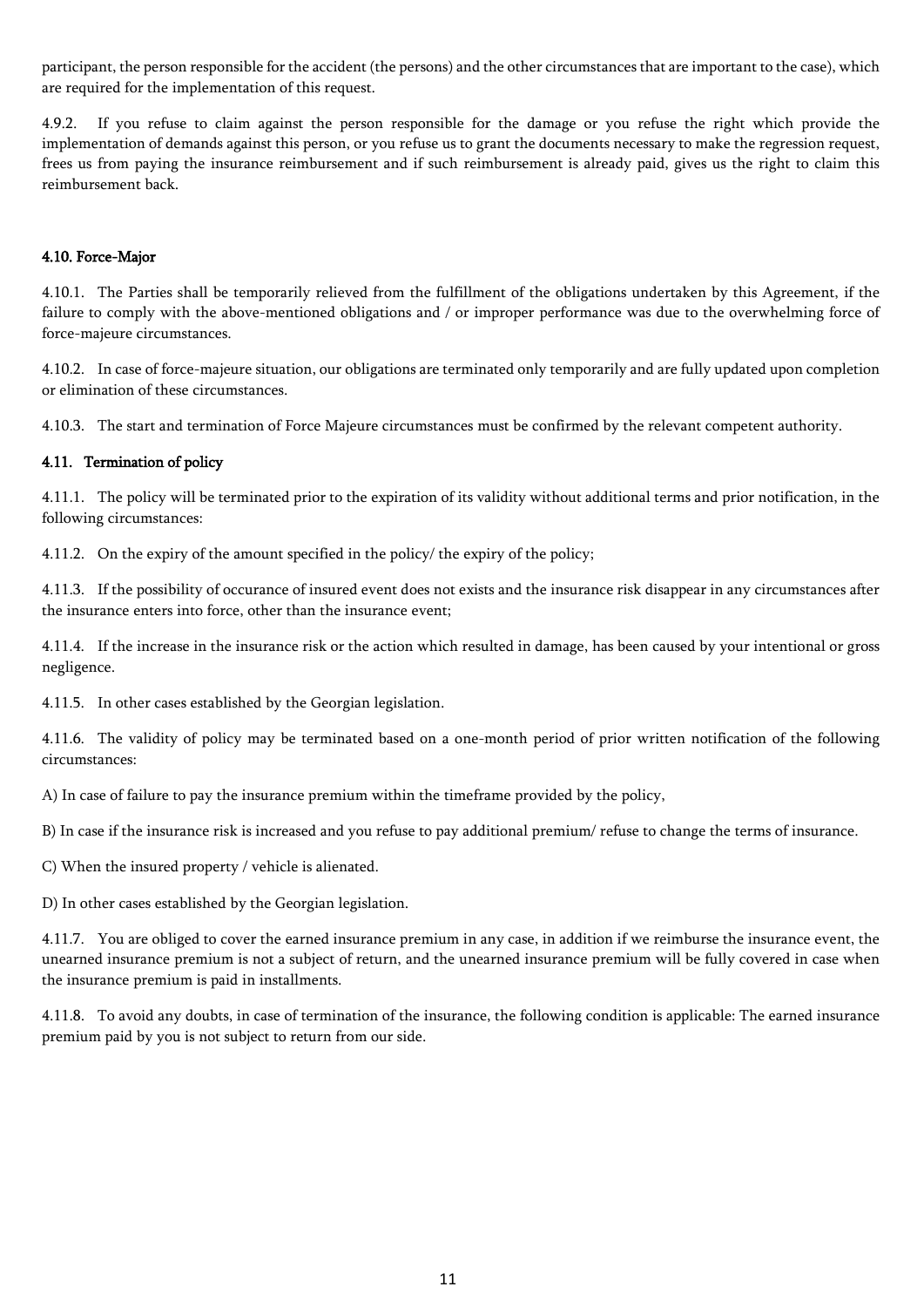participant, the person responsible for the accident (the persons) and the other circumstances that are important to the case), which are required for the implementation of this request.

4.9.2. If you refuse to claim against the person responsible for the damage or you refuse the right which provide the implementation of demands against this person, or you refuse us to grant the documents necessary to make the regression request, frees us from paying the insurance reimbursement and if such reimbursement is already paid, gives us the right to claim this reimbursement back.

#### 4.10. Force-Major

4.10.1. The Parties shall be temporarily relieved from the fulfillment of the obligations undertaken by this Agreement, if the failure to comply with the above-mentioned obligations and / or improper performance was due to the overwhelming force of force-majeure circumstances.

4.10.2. In case of force-majeure situation, our obligations are terminated only temporarily and are fully updated upon completion or elimination of these circumstances.

4.10.3. The start and termination of Force Majeure circumstances must be confirmed by the relevant competent authority.

#### 4.11. Termination of policy

4.11.1. The policy will be terminated prior to the expiration of its validity without additional terms and prior notification, in the following circumstances:

4.11.2. On the expiry of the amount specified in the policy/ the expiry of the policy;

4.11.3. If the possibility of occurance of insured event does not exists and the insurance risk disappear in any circumstances after the insurance enters into force, other than the insurance event;

4.11.4. If the increase in the insurance risk or the action which resulted in damage, has been caused by your intentional or gross negligence.

4.11.5. In other cases established by the Georgian legislation.

4.11.6. The validity of policy may be terminated based on a one-month period of prior written notification of the following circumstances:

A) In case of failure to pay the insurance premium within the timeframe provided by the policy,

B) In case if the insurance risk is increased and you refuse to pay additional premium/ refuse to change the terms of insurance.

C) When the insured property / vehicle is alienated.

D) In other cases established by the Georgian legislation.

4.11.7. You are obliged to cover the earned insurance premium in any case, in addition if we reimburse the insurance event, the unearned insurance premium is not a subject of return, and the unearned insurance premium will be fully covered in case when the insurance premium is paid in installments.

4.11.8. To avoid any doubts, in case of termination of the insurance, the following condition is applicable: The earned insurance premium paid by you is not subject to return from our side.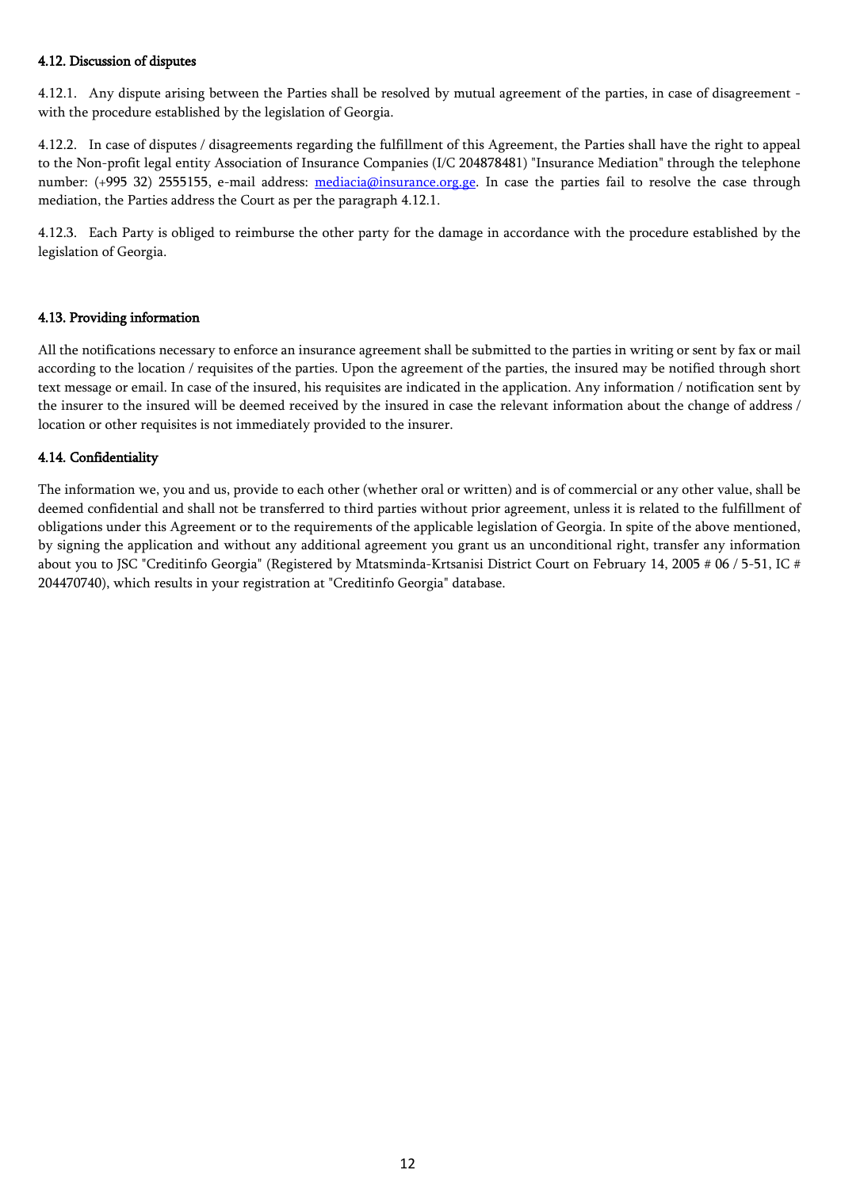#### 4.12. Discussion of disputes

4.12.1. Any dispute arising between the Parties shall be resolved by mutual agreement of the parties, in case of disagreement - with the procedure established by the legislation of Georgia.

4.12.2. In case of disputes / disagreements regarding the fulfillment of this Agreement, the Parties shall have the right to appeal to the Non-profit legal entity Association of Insurance Companies (I/C 204878481) "Insurance Mediation" through the telephone number: (+995 32) 2555155, e-mail address: mediacia@insurance.org.ge. In case the parties fail to resolve the case through mediation, the Parties address the Court as per the paragraph 4.12.1.

4.12.3. Each Party is obliged to reimburse the other party for the damage in accordance with the procedure established by the legislation of Georgia.

#### 4.13. Providing information

All the notifications necessary to enforce an insurance agreement shall be submitted to the parties in writing or sent by fax or mail according to the location / requisites of the parties. Upon the agreement of the parties, the insured may be notified through short text message or email. In case of the insured, his requisites are indicated in the application. Any information / notification sent by the insurer to the insured will be deemed received by the insured in case the relevant information about the change of address / location or other requisites is not immediately provided to the insurer.

#### 4.14. Confidentiality

The information we, you and us, provide to each other (whether oral or written) and is of commercial or any other value, shall be deemed confidential and shall not be transferred to third parties without prior agreement, unless it is related to the fulfillment of obligations under this Agreement or to the requirements of the applicable legislation of Georgia. In spite of the above mentioned, by signing the application and without any additional agreement you grant us an unconditional right, transfer any information about you to JSC "Creditinfo Georgia" (Registered by Mtatsminda-Krtsanisi District Court on February 14, 2005 # 06 / 5-51, IC # 204470740), which results in your registration at "Creditinfo Georgia" database.